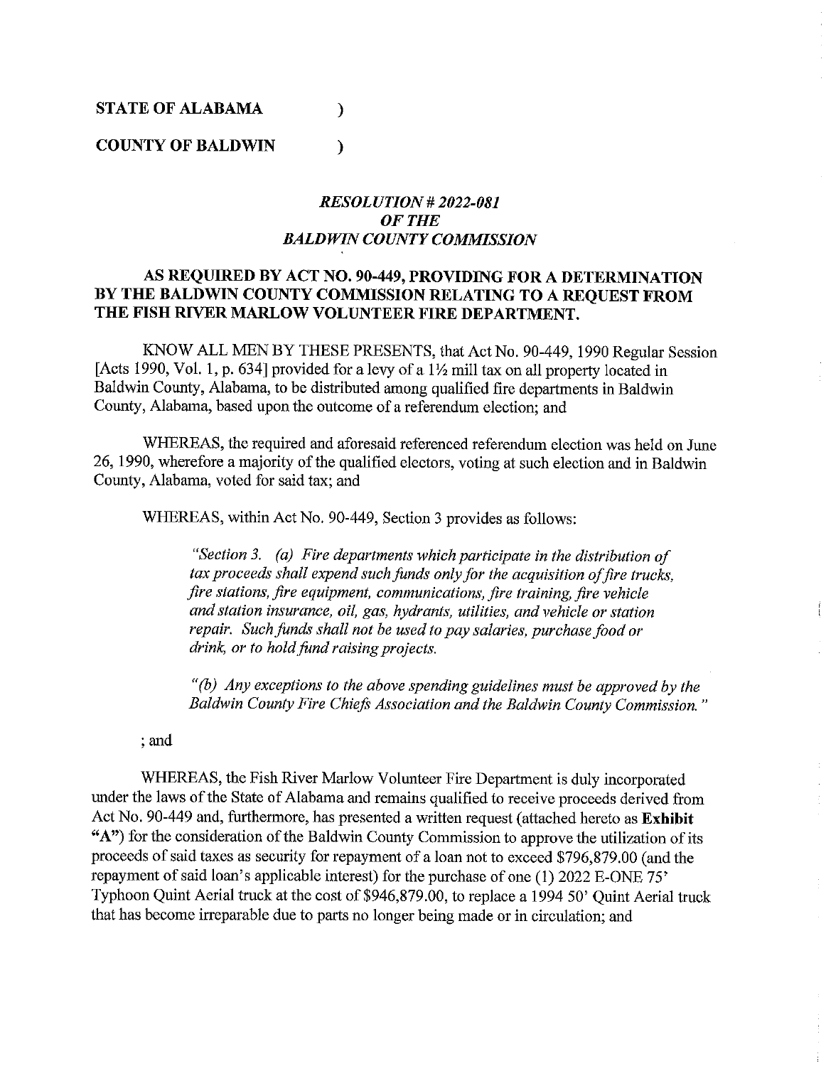**STATE OF ALABAMA )**

**COUNTY OF BALDWIN )**

***RESOLUTION # 2022-081***
***OF THE***
***BALDWIN COUNTY COMMISSION***

**AS REQUIRED BY ACT NO. 90-449, PROVIDING FOR A DETERMINATION BY THE BALDWIN COUNTY COMMISSION RELATING TO A REQUEST FROM THE FISH RIVER MARLOW VOLUNTEER FIRE DEPARTMENT.**

KNOW ALL MEN BY THESE PRESENTS, that Act No. 90-449, 1990 Regular Session [Acts 1990, Vol. 1, p. 634] provided for a levy of a 1½ mill tax on all property located in Baldwin County, Alabama, to be distributed among qualified fire departments in Baldwin County, Alabama, based upon the outcome of a referendum election; and

WHEREAS, the required and aforesaid referenced referendum election was held on June 26, 1990, wherefore a majority of the qualified electors, voting at such election and in Baldwin County, Alabama, voted for said tax; and

WHEREAS, within Act No. 90-449, Section 3 provides as follows:

> *"Section 3. (a) Fire departments which participate in the distribution of tax proceeds shall expend such funds only for the acquisition of fire trucks, fire stations, fire equipment, communications, fire training, fire vehicle and station insurance, oil, gas, hydrants, utilities, and vehicle or station repair. Such funds shall not be used to pay salaries, purchase food or drink, or to hold fund raising projects.*
>
> *"(b) Any exceptions to the above spending guidelines must be approved by the Baldwin County Fire Chiefs Association and the Baldwin County Commission."*

; and

WHEREAS, the Fish River Marlow Volunteer Fire Department is duly incorporated under the laws of the State of Alabama and remains qualified to receive proceeds derived from Act No. 90-449 and, furthermore, has presented a written request (attached hereto as **Exhibit "A"**) for the consideration of the Baldwin County Commission to approve the utilization of its proceeds of said taxes as security for repayment of a loan not to exceed $796,879.00 (and the repayment of said loan's applicable interest) for the purchase of one (1) 2022 E-ONE 75' Typhoon Quint Aerial truck at the cost of $946,879.00, to replace a 1994 50' Quint Aerial truck that has become irreparable due to parts no longer being made or in circulation; and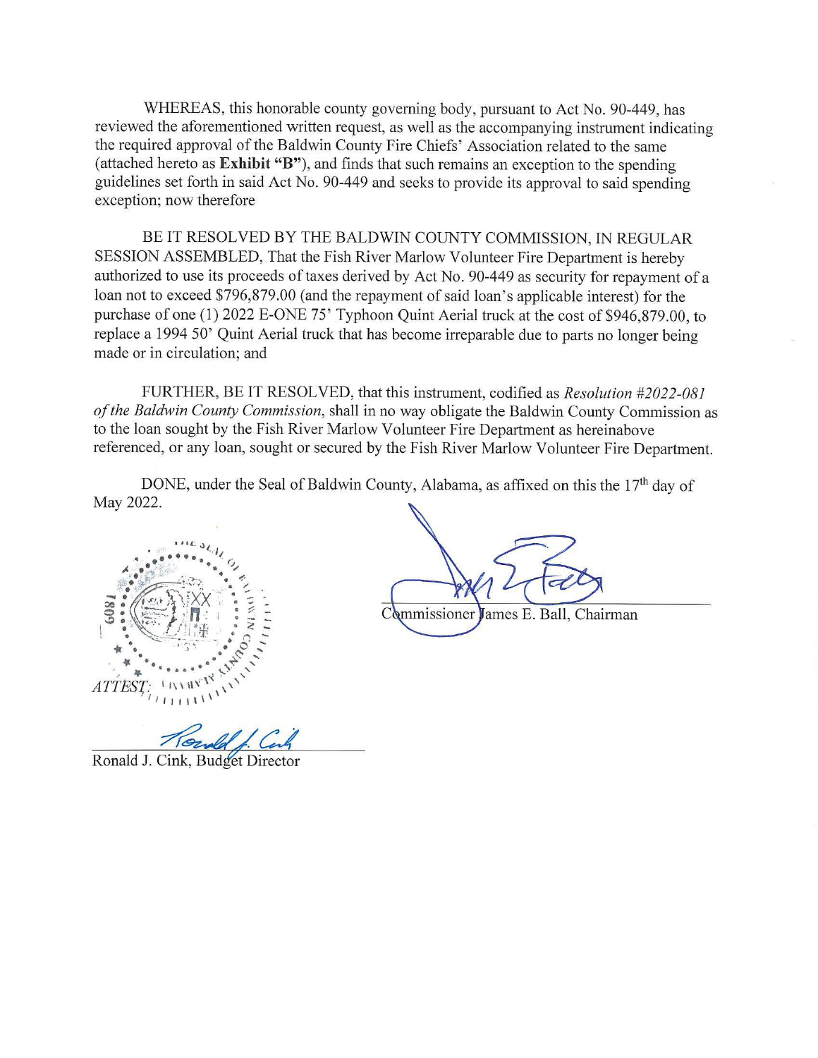WHEREAS, this honorable county governing body, pursuant to Act No. 90-449, has reviewed the aforementioned written request, as well as the accompanying instrument indicating the required approval of the Baldwin County Fire Chiefs' Association related to the same (attached hereto as **Exhibit "B"**), and finds that such remains an exception to the spending guidelines set forth in said Act No. 90-449 and seeks to provide its approval to said spending exception; now therefore

BE IT RESOLVED BY THE BALDWIN COUNTY COMMISSION, IN REGULAR SESSION ASSEMBLED, That the Fish River Marlow Volunteer Fire Department is hereby authorized to use its proceeds of taxes derived by Act No. 90-449 as security for repayment of a loan not to exceed $796,879.00 (and the repayment of said loan's applicable interest) for the purchase of one (1) 2022 E-ONE 75' Typhoon Quint Aerial truck at the cost of $946,879.00, to replace a 1994 50' Quint Aerial truck that has become irreparable due to parts no longer being made or in circulation; and

FURTHER, BE IT RESOLVED, that this instrument, codified as *Resolution #2022-081 of the Baldwin County Commission*, shall in no way obligate the Baldwin County Commission as to the loan sought by the Fish River Marlow Volunteer Fire Department as hereinabove referenced, or any loan, sought or secured by the Fish River Marlow Volunteer Fire Department.

DONE, under the Seal of Baldwin County, Alabama, as affixed on this the 17th day of May 2022.

Commissioner James E. Ball, Chairman

*ATTEST:*

Ronald J. Cink, Budget Director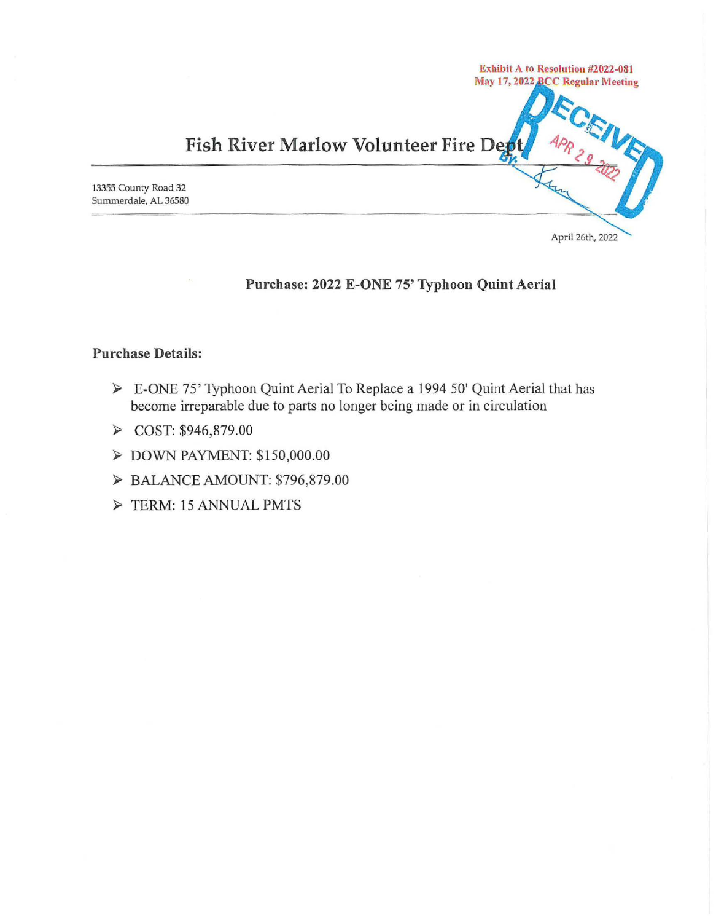Exhibit A to Resolution #2022-081
May 17, 2022 BCC Regular Meeting

RECEIVED
APR 29 2022
BY:

# Fish River Marlow Volunteer Fire Dept

13355 County Road 32
Summerdale, AL 36580

April 26th, 2022

## Purchase: 2022 E-ONE 75' Typhoon Quint Aerial

### Purchase Details:

- E-ONE 75' Typhoon Quint Aerial To Replace a 1994 50' Quint Aerial that has become irreparable due to parts no longer being made or in circulation
- COST: $946,879.00
- DOWN PAYMENT: $150,000.00
- BALANCE AMOUNT: $796,879.00
- TERM: 15 ANNUAL PMTS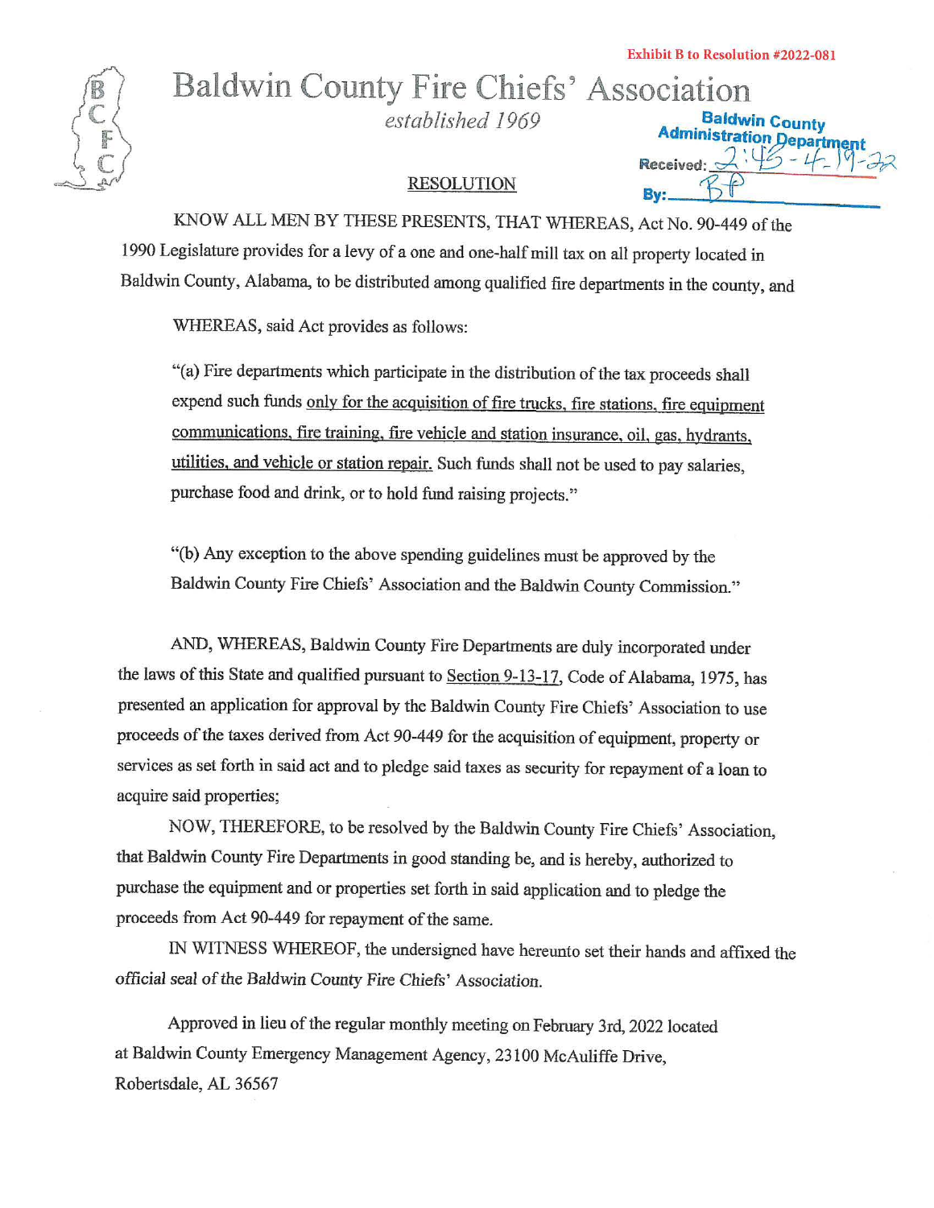Exhibit B to Resolution #2022-081

BCFC

# Baldwin County Fire Chiefs' Association

*established 1969*

Baldwin County Administration Department
Received: 2:45-4-19-22
By: BP

## RESOLUTION

KNOW ALL MEN BY THESE PRESENTS, THAT WHEREAS, Act No. 90-449 of the 1990 Legislature provides for a levy of a one and one-half mill tax on all property located in Baldwin County, Alabama, to be distributed among qualified fire departments in the county, and

WHEREAS, said Act provides as follows:

"(a) Fire departments which participate in the distribution of the tax proceeds shall expend such funds <u>only for the acquisition of fire trucks, fire stations, fire equipment communications, fire training, fire vehicle and station insurance, oil, gas, hydrants, utilities, and vehicle or station repair.</u> Such funds shall not be used to pay salaries, purchase food and drink, or to hold fund raising projects."

"(b) Any exception to the above spending guidelines must be approved by the Baldwin County Fire Chiefs' Association and the Baldwin County Commission."

AND, WHEREAS, Baldwin County Fire Departments are duly incorporated under the laws of this State and qualified pursuant to <u>Section 9-13-17</u>, Code of Alabama, 1975, has presented an application for approval by the Baldwin County Fire Chiefs' Association to use proceeds of the taxes derived from Act 90-449 for the acquisition of equipment, property or services as set forth in said act and to pledge said taxes as security for repayment of a loan to acquire said properties;

NOW, THEREFORE, to be resolved by the Baldwin County Fire Chiefs' Association, that Baldwin County Fire Departments in good standing be, and is hereby, authorized to purchase the equipment and or properties set forth in said application and to pledge the proceeds from Act 90-449 for repayment of the same.

IN WITNESS WHEREOF, the undersigned have hereunto set their hands and affixed the official seal of the Baldwin County Fire Chiefs' Association.

Approved in lieu of the regular monthly meeting on February 3rd, 2022 located at Baldwin County Emergency Management Agency, 23100 McAuliffe Drive, Robertsdale, AL 36567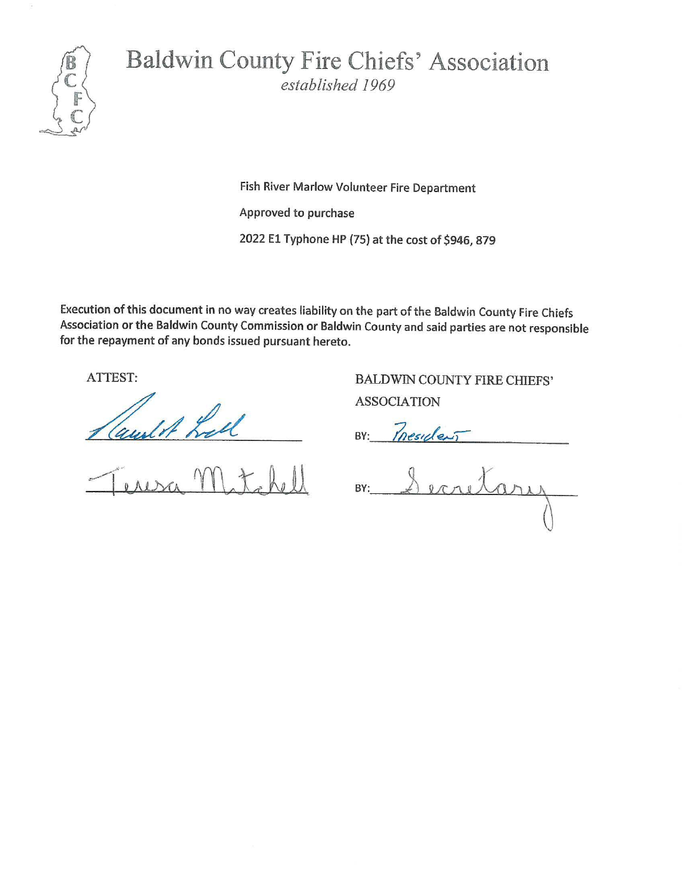# Baldwin County Fire Chiefs' Association

*established 1969*

Fish River Marlow Volunteer Fire Department

Approved to purchase

2022 E1 Typhone HP (75) at the cost of $946, 879

Execution of this document in no way creates liability on the part of the Baldwin County Fire Chiefs Association or the Baldwin County Commission or Baldwin County and said parties are not responsible for the repayment of any bonds issued pursuant hereto.

ATTEST:

Randall A. Hall

Teresa Mitchell

BALDWIN COUNTY FIRE CHIEFS' ASSOCIATION

BY: President

BY: Secretary